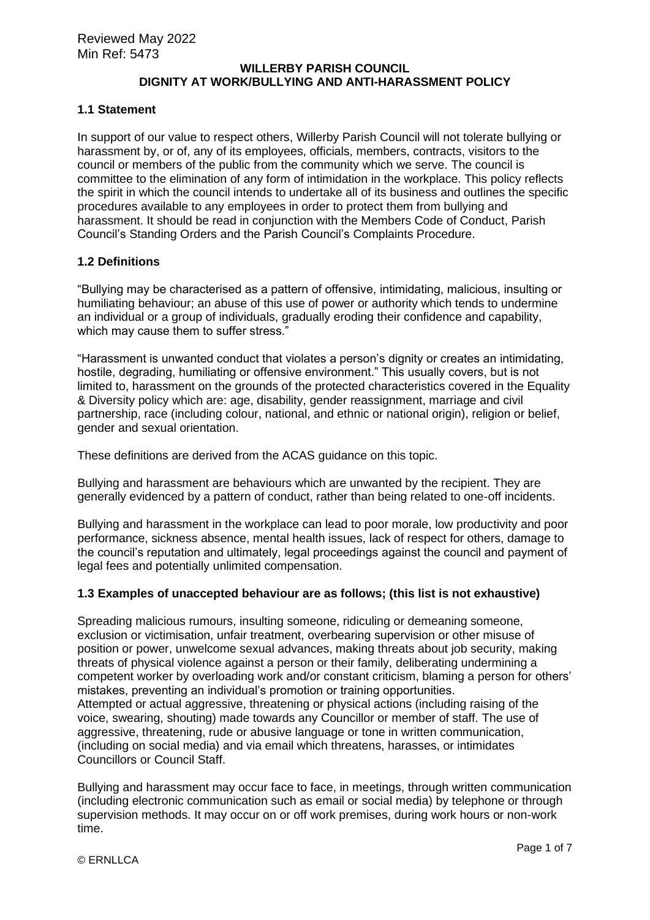Reviewed May 2022
Min Ref: 5473

**WILLERBY PARISH COUNCIL**
**DIGNITY AT WORK/BULLYING AND ANTI-HARASSMENT POLICY**

### 1.1 Statement

In support of our value to respect others, Willerby Parish Council will not tolerate bullying or harassment by, or of, any of its employees, officials, members, contracts, visitors to the council or members of the public from the community which we serve. The council is committee to the elimination of any form of intimidation in the workplace. This policy reflects the spirit in which the council intends to undertake all of its business and outlines the specific procedures available to any employees in order to protect them from bullying and harassment. It should be read in conjunction with the Members Code of Conduct, Parish Council's Standing Orders and the Parish Council's Complaints Procedure.

### 1.2 Definitions

"Bullying may be characterised as a pattern of offensive, intimidating, malicious, insulting or humiliating behaviour; an abuse of this use of power or authority which tends to undermine an individual or a group of individuals, gradually eroding their confidence and capability, which may cause them to suffer stress."

"Harassment is unwanted conduct that violates a person's dignity or creates an intimidating, hostile, degrading, humiliating or offensive environment." This usually covers, but is not limited to, harassment on the grounds of the protected characteristics covered in the Equality & Diversity policy which are: age, disability, gender reassignment, marriage and civil partnership, race (including colour, national, and ethnic or national origin), religion or belief, gender and sexual orientation.

These definitions are derived from the ACAS guidance on this topic.

Bullying and harassment are behaviours which are unwanted by the recipient. They are generally evidenced by a pattern of conduct, rather than being related to one-off incidents.

Bullying and harassment in the workplace can lead to poor morale, low productivity and poor performance, sickness absence, mental health issues, lack of respect for others, damage to the council's reputation and ultimately, legal proceedings against the council and payment of legal fees and potentially unlimited compensation.

### 1.3 Examples of unaccepted behaviour are as follows; (this list is not exhaustive)

Spreading malicious rumours, insulting someone, ridiculing or demeaning someone, exclusion or victimisation, unfair treatment, overbearing supervision or other misuse of position or power, unwelcome sexual advances, making threats about job security, making threats of physical violence against a person or their family, deliberating undermining a competent worker by overloading work and/or constant criticism, blaming a person for others' mistakes, preventing an individual's promotion or training opportunities.
Attempted or actual aggressive, threatening or physical actions (including raising of the voice, swearing, shouting) made towards any Councillor or member of staff. The use of aggressive, threatening, rude or abusive language or tone in written communication, (including on social media) and via email which threatens, harasses, or intimidates Councillors or Council Staff.

Bullying and harassment may occur face to face, in meetings, through written communication (including electronic communication such as email or social media) by telephone or through supervision methods. It may occur on or off work premises, during work hours or non-work time.

© ERNLLCA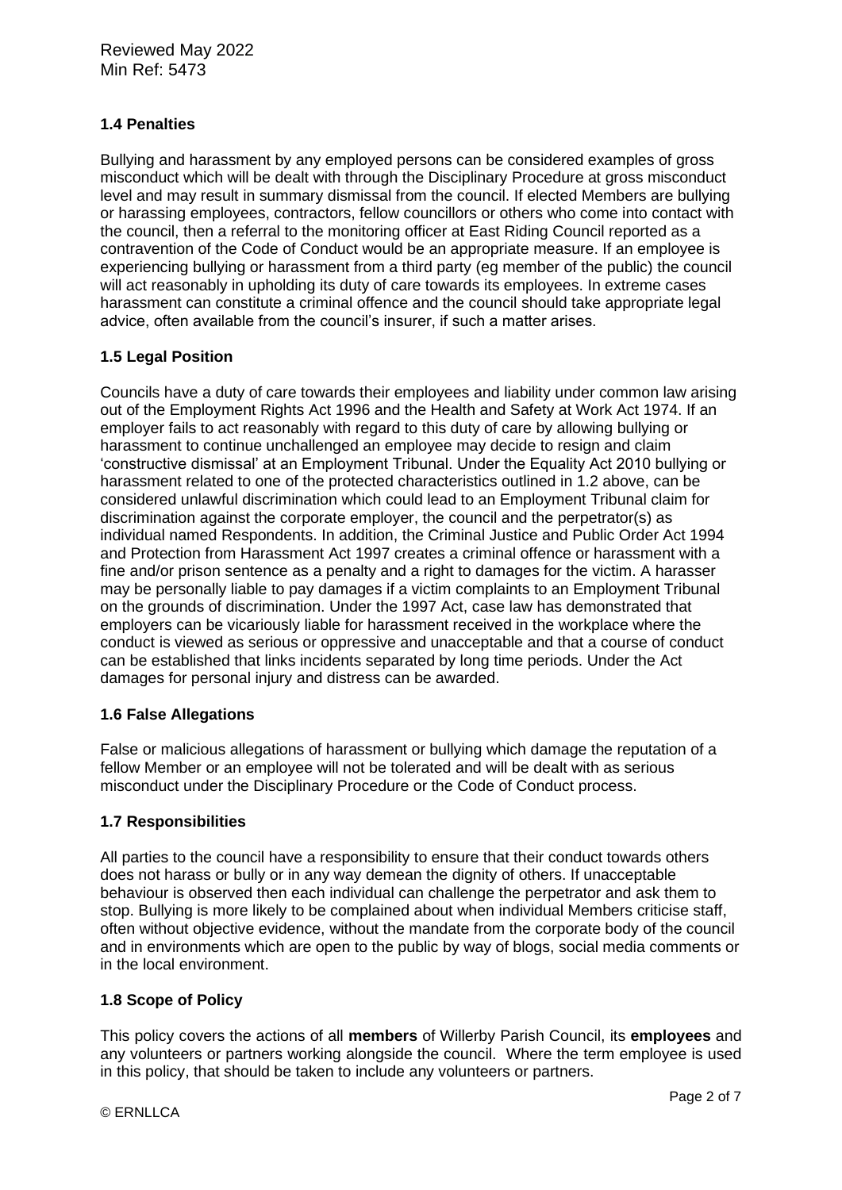### 1.4 Penalties

Bullying and harassment by any employed persons can be considered examples of gross misconduct which will be dealt with through the Disciplinary Procedure at gross misconduct level and may result in summary dismissal from the council. If elected Members are bullying or harassing employees, contractors, fellow councillors or others who come into contact with the council, then a referral to the monitoring officer at East Riding Council reported as a contravention of the Code of Conduct would be an appropriate measure. If an employee is experiencing bullying or harassment from a third party (eg member of the public) the council will act reasonably in upholding its duty of care towards its employees. In extreme cases harassment can constitute a criminal offence and the council should take appropriate legal advice, often available from the council's insurer, if such a matter arises.

### 1.5 Legal Position

Councils have a duty of care towards their employees and liability under common law arising out of the Employment Rights Act 1996 and the Health and Safety at Work Act 1974. If an employer fails to act reasonably with regard to this duty of care by allowing bullying or harassment to continue unchallenged an employee may decide to resign and claim 'constructive dismissal' at an Employment Tribunal. Under the Equality Act 2010 bullying or harassment related to one of the protected characteristics outlined in 1.2 above, can be considered unlawful discrimination which could lead to an Employment Tribunal claim for discrimination against the corporate employer, the council and the perpetrator(s) as individual named Respondents. In addition, the Criminal Justice and Public Order Act 1994 and Protection from Harassment Act 1997 creates a criminal offence or harassment with a fine and/or prison sentence as a penalty and a right to damages for the victim. A harasser may be personally liable to pay damages if a victim complaints to an Employment Tribunal on the grounds of discrimination. Under the 1997 Act, case law has demonstrated that employers can be vicariously liable for harassment received in the workplace where the conduct is viewed as serious or oppressive and unacceptable and that a course of conduct can be established that links incidents separated by long time periods. Under the Act damages for personal injury and distress can be awarded.

### 1.6 False Allegations

False or malicious allegations of harassment or bullying which damage the reputation of a fellow Member or an employee will not be tolerated and will be dealt with as serious misconduct under the Disciplinary Procedure or the Code of Conduct process.

### 1.7 Responsibilities

All parties to the council have a responsibility to ensure that their conduct towards others does not harass or bully or in any way demean the dignity of others. If unacceptable behaviour is observed then each individual can challenge the perpetrator and ask them to stop. Bullying is more likely to be complained about when individual Members criticise staff, often without objective evidence, without the mandate from the corporate body of the council and in environments which are open to the public by way of blogs, social media comments or in the local environment.

### 1.8 Scope of Policy

This policy covers the actions of all **members** of Willerby Parish Council, its **employees** and any volunteers or partners working alongside the council. Where the term employee is used in this policy, that should be taken to include any volunteers or partners.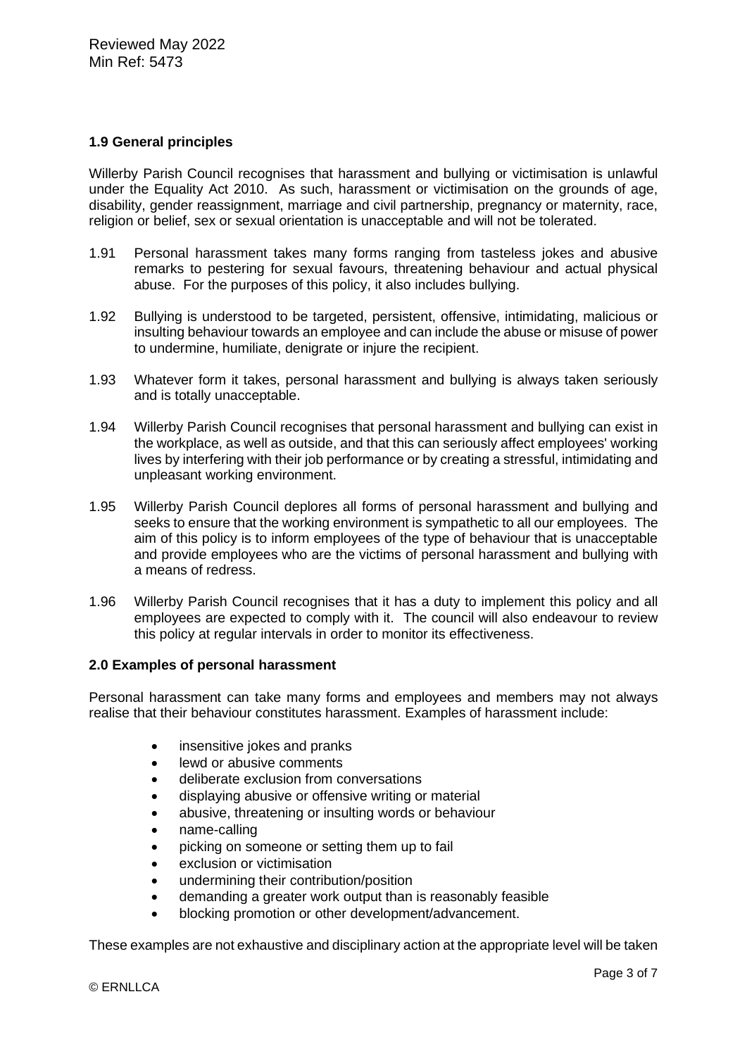Reviewed May 2022
Min Ref: 5473

### 1.9 General principles

Willerby Parish Council recognises that harassment and bullying or victimisation is unlawful under the Equality Act 2010. As such, harassment or victimisation on the grounds of age, disability, gender reassignment, marriage and civil partnership, pregnancy or maternity, race, religion or belief, sex or sexual orientation is unacceptable and will not be tolerated.

1.91 Personal harassment takes many forms ranging from tasteless jokes and abusive remarks to pestering for sexual favours, threatening behaviour and actual physical abuse. For the purposes of this policy, it also includes bullying.

1.92 Bullying is understood to be targeted, persistent, offensive, intimidating, malicious or insulting behaviour towards an employee and can include the abuse or misuse of power to undermine, humiliate, denigrate or injure the recipient.

1.93 Whatever form it takes, personal harassment and bullying is always taken seriously and is totally unacceptable.

1.94 Willerby Parish Council recognises that personal harassment and bullying can exist in the workplace, as well as outside, and that this can seriously affect employees' working lives by interfering with their job performance or by creating a stressful, intimidating and unpleasant working environment.

1.95 Willerby Parish Council deplores all forms of personal harassment and bullying and seeks to ensure that the working environment is sympathetic to all our employees. The aim of this policy is to inform employees of the type of behaviour that is unacceptable and provide employees who are the victims of personal harassment and bullying with a means of redress.

1.96 Willerby Parish Council recognises that it has a duty to implement this policy and all employees are expected to comply with it. The council will also endeavour to review this policy at regular intervals in order to monitor its effectiveness.

### 2.0 Examples of personal harassment

Personal harassment can take many forms and employees and members may not always realise that their behaviour constitutes harassment. Examples of harassment include:

- insensitive jokes and pranks
- lewd or abusive comments
- deliberate exclusion from conversations
- displaying abusive or offensive writing or material
- abusive, threatening or insulting words or behaviour
- name-calling
- picking on someone or setting them up to fail
- exclusion or victimisation
- undermining their contribution/position
- demanding a greater work output than is reasonably feasible
- blocking promotion or other development/advancement.

These examples are not exhaustive and disciplinary action at the appropriate level will be taken

© ERNLLCA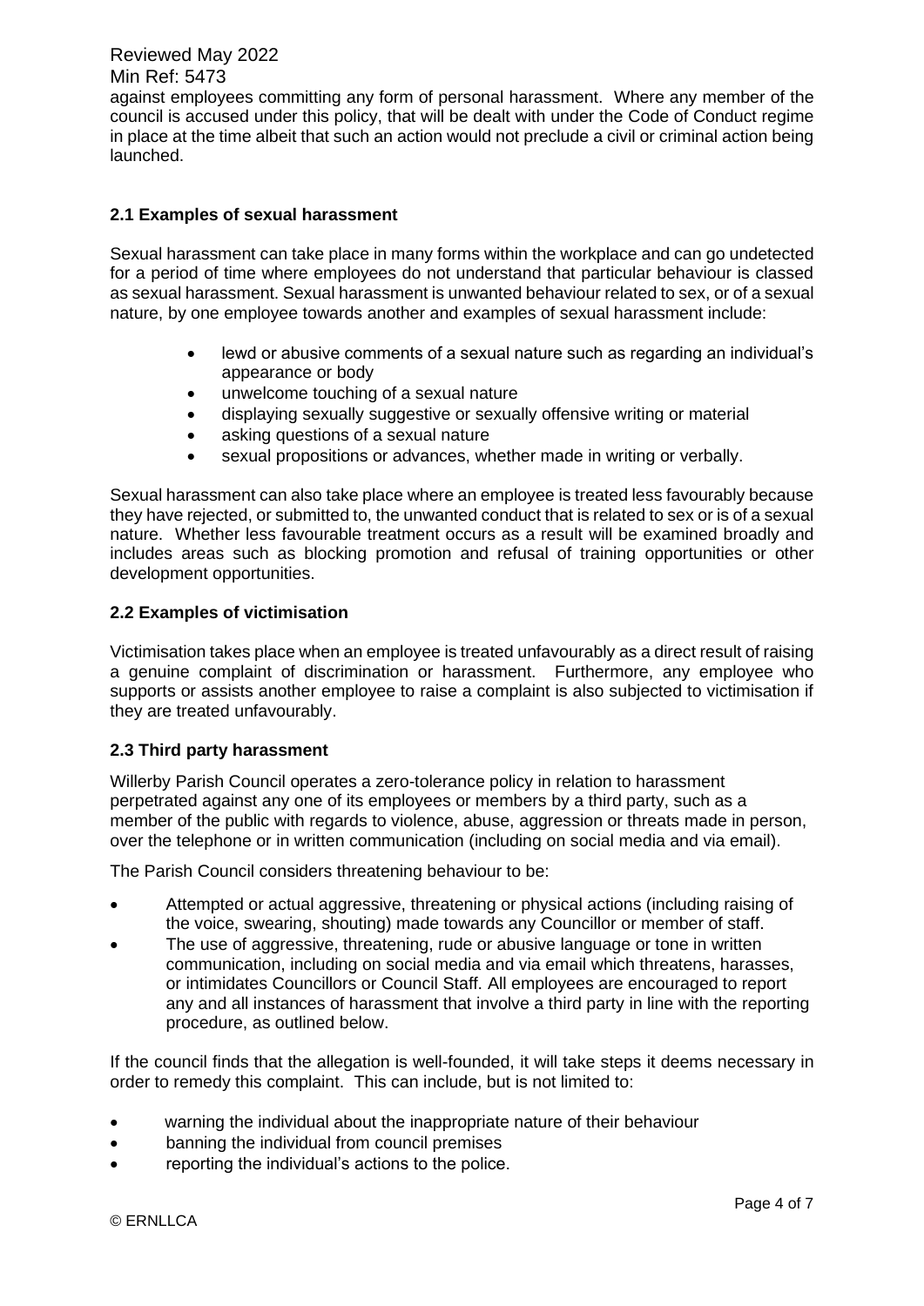against employees committing any form of personal harassment. Where any member of the council is accused under this policy, that will be dealt with under the Code of Conduct regime in place at the time albeit that such an action would not preclude a civil or criminal action being launched.

### 2.1 Examples of sexual harassment

Sexual harassment can take place in many forms within the workplace and can go undetected for a period of time where employees do not understand that particular behaviour is classed as sexual harassment. Sexual harassment is unwanted behaviour related to sex, or of a sexual nature, by one employee towards another and examples of sexual harassment include:

- lewd or abusive comments of a sexual nature such as regarding an individual's appearance or body
- unwelcome touching of a sexual nature
- displaying sexually suggestive or sexually offensive writing or material
- asking questions of a sexual nature
- sexual propositions or advances, whether made in writing or verbally.

Sexual harassment can also take place where an employee is treated less favourably because they have rejected, or submitted to, the unwanted conduct that is related to sex or is of a sexual nature. Whether less favourable treatment occurs as a result will be examined broadly and includes areas such as blocking promotion and refusal of training opportunities or other development opportunities.

### 2.2 Examples of victimisation

Victimisation takes place when an employee is treated unfavourably as a direct result of raising a genuine complaint of discrimination or harassment. Furthermore, any employee who supports or assists another employee to raise a complaint is also subjected to victimisation if they are treated unfavourably.

### 2.3 Third party harassment

Willerby Parish Council operates a zero-tolerance policy in relation to harassment perpetrated against any one of its employees or members by a third party, such as a member of the public with regards to violence, abuse, aggression or threats made in person, over the telephone or in written communication (including on social media and via email).

The Parish Council considers threatening behaviour to be:

- Attempted or actual aggressive, threatening or physical actions (including raising of the voice, swearing, shouting) made towards any Councillor or member of staff.
- The use of aggressive, threatening, rude or abusive language or tone in written communication, including on social media and via email which threatens, harasses, or intimidates Councillors or Council Staff. All employees are encouraged to report any and all instances of harassment that involve a third party in line with the reporting procedure, as outlined below.

If the council finds that the allegation is well-founded, it will take steps it deems necessary in order to remedy this complaint. This can include, but is not limited to:

- warning the individual about the inappropriate nature of their behaviour
- banning the individual from council premises
- reporting the individual's actions to the police.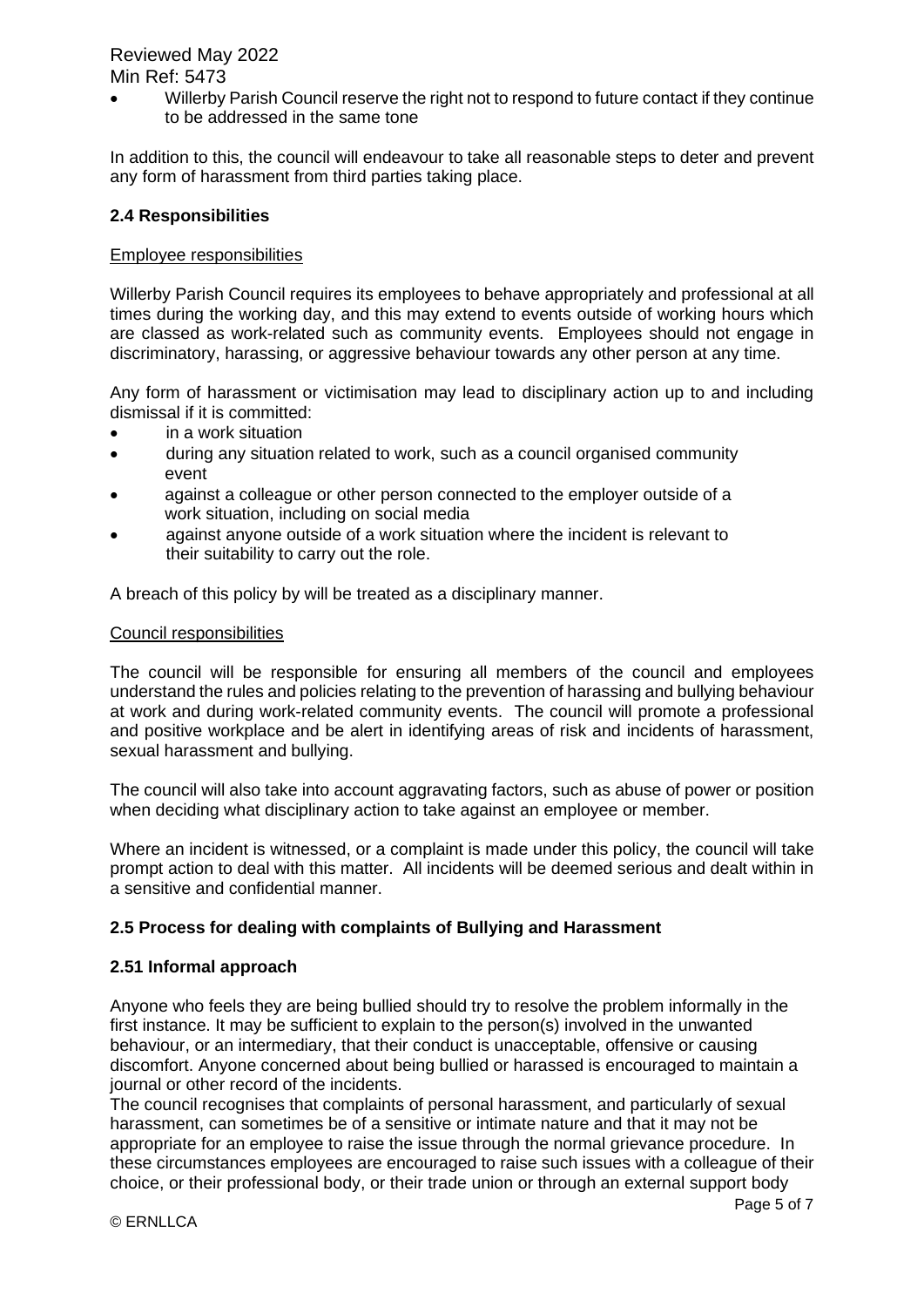- Willerby Parish Council reserve the right not to respond to future contact if they continue to be addressed in the same tone

In addition to this, the council will endeavour to take all reasonable steps to deter and prevent any form of harassment from third parties taking place.

### 2.4 Responsibilities

Employee responsibilities

Willerby Parish Council requires its employees to behave appropriately and professional at all times during the working day, and this may extend to events outside of working hours which are classed as work-related such as community events. Employees should not engage in discriminatory, harassing, or aggressive behaviour towards any other person at any time.

Any form of harassment or victimisation may lead to disciplinary action up to and including dismissal if it is committed:

- in a work situation
- during any situation related to work, such as a council organised community event
- against a colleague or other person connected to the employer outside of a work situation, including on social media
- against anyone outside of a work situation where the incident is relevant to their suitability to carry out the role.

A breach of this policy by will be treated as a disciplinary manner.

Council responsibilities

The council will be responsible for ensuring all members of the council and employees understand the rules and policies relating to the prevention of harassing and bullying behaviour at work and during work-related community events. The council will promote a professional and positive workplace and be alert in identifying areas of risk and incidents of harassment, sexual harassment and bullying.

The council will also take into account aggravating factors, such as abuse of power or position when deciding what disciplinary action to take against an employee or member.

Where an incident is witnessed, or a complaint is made under this policy, the council will take prompt action to deal with this matter. All incidents will be deemed serious and dealt within in a sensitive and confidential manner.

### 2.5 Process for dealing with complaints of Bullying and Harassment

### 2.51 Informal approach

Anyone who feels they are being bullied should try to resolve the problem informally in the first instance. It may be sufficient to explain to the person(s) involved in the unwanted behaviour, or an intermediary, that their conduct is unacceptable, offensive or causing discomfort. Anyone concerned about being bullied or harassed is encouraged to maintain a journal or other record of the incidents.

The council recognises that complaints of personal harassment, and particularly of sexual harassment, can sometimes be of a sensitive or intimate nature and that it may not be appropriate for an employee to raise the issue through the normal grievance procedure. In these circumstances employees are encouraged to raise such issues with a colleague of their choice, or their professional body, or their trade union or through an external support body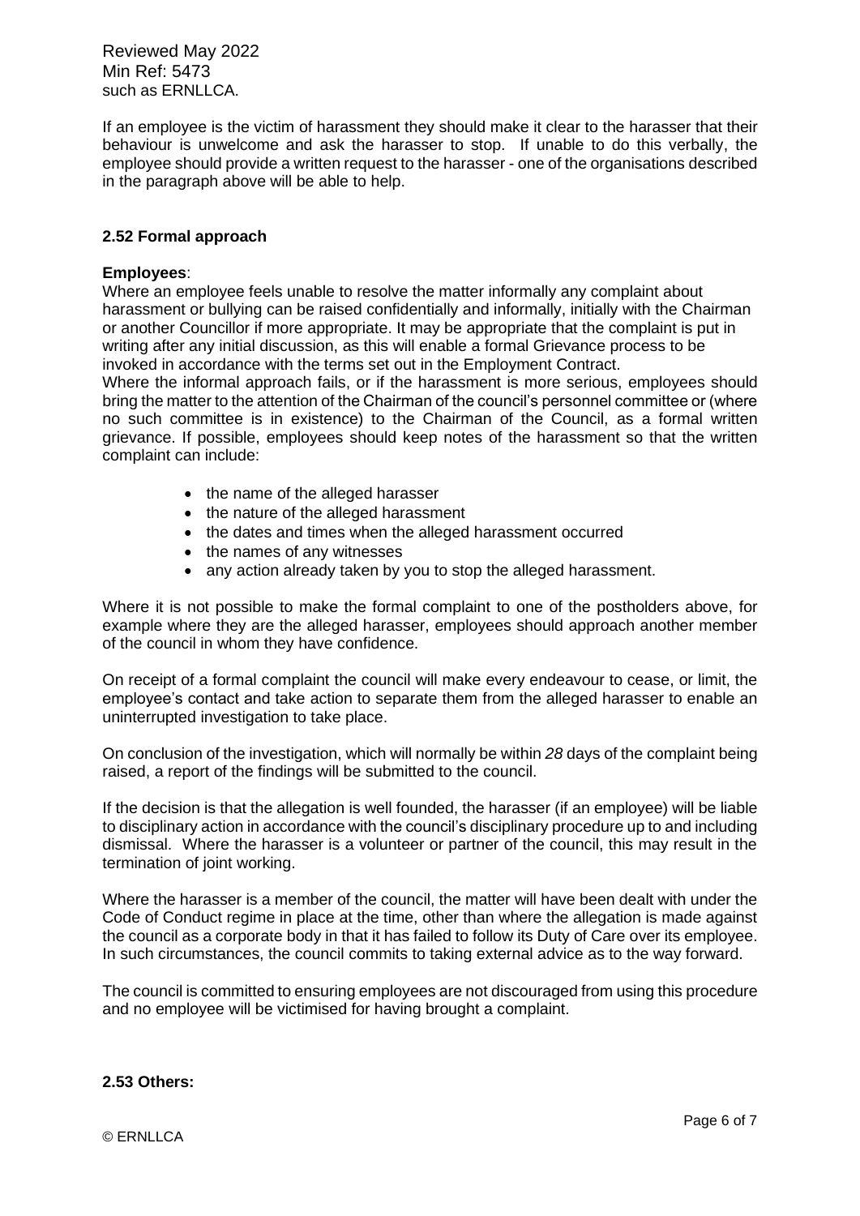such as ERNLLCA.

If an employee is the victim of harassment they should make it clear to the harasser that their behaviour is unwelcome and ask the harasser to stop. If unable to do this verbally, the employee should provide a written request to the harasser - one of the organisations described in the paragraph above will be able to help.

### 2.52 Formal approach

**Employees**:
Where an employee feels unable to resolve the matter informally any complaint about harassment or bullying can be raised confidentially and informally, initially with the Chairman or another Councillor if more appropriate. It may be appropriate that the complaint is put in writing after any initial discussion, as this will enable a formal Grievance process to be invoked in accordance with the terms set out in the Employment Contract.
Where the informal approach fails, or if the harassment is more serious, employees should bring the matter to the attention of the Chairman of the council's personnel committee or (where no such committee is in existence) to the Chairman of the Council, as a formal written grievance. If possible, employees should keep notes of the harassment so that the written complaint can include:

- the name of the alleged harasser
- the nature of the alleged harassment
- the dates and times when the alleged harassment occurred
- the names of any witnesses
- any action already taken by you to stop the alleged harassment.

Where it is not possible to make the formal complaint to one of the postholders above, for example where they are the alleged harasser, employees should approach another member of the council in whom they have confidence.

On receipt of a formal complaint the council will make every endeavour to cease, or limit, the employee's contact and take action to separate them from the alleged harasser to enable an uninterrupted investigation to take place.

On conclusion of the investigation, which will normally be within *28* days of the complaint being raised, a report of the findings will be submitted to the council.

If the decision is that the allegation is well founded, the harasser (if an employee) will be liable to disciplinary action in accordance with the council's disciplinary procedure up to and including dismissal. Where the harasser is a volunteer or partner of the council, this may result in the termination of joint working.

Where the harasser is a member of the council, the matter will have been dealt with under the Code of Conduct regime in place at the time, other than where the allegation is made against the council as a corporate body in that it has failed to follow its Duty of Care over its employee. In such circumstances, the council commits to taking external advice as to the way forward.

The council is committed to ensuring employees are not discouraged from using this procedure and no employee will be victimised for having brought a complaint.

### 2.53 Others: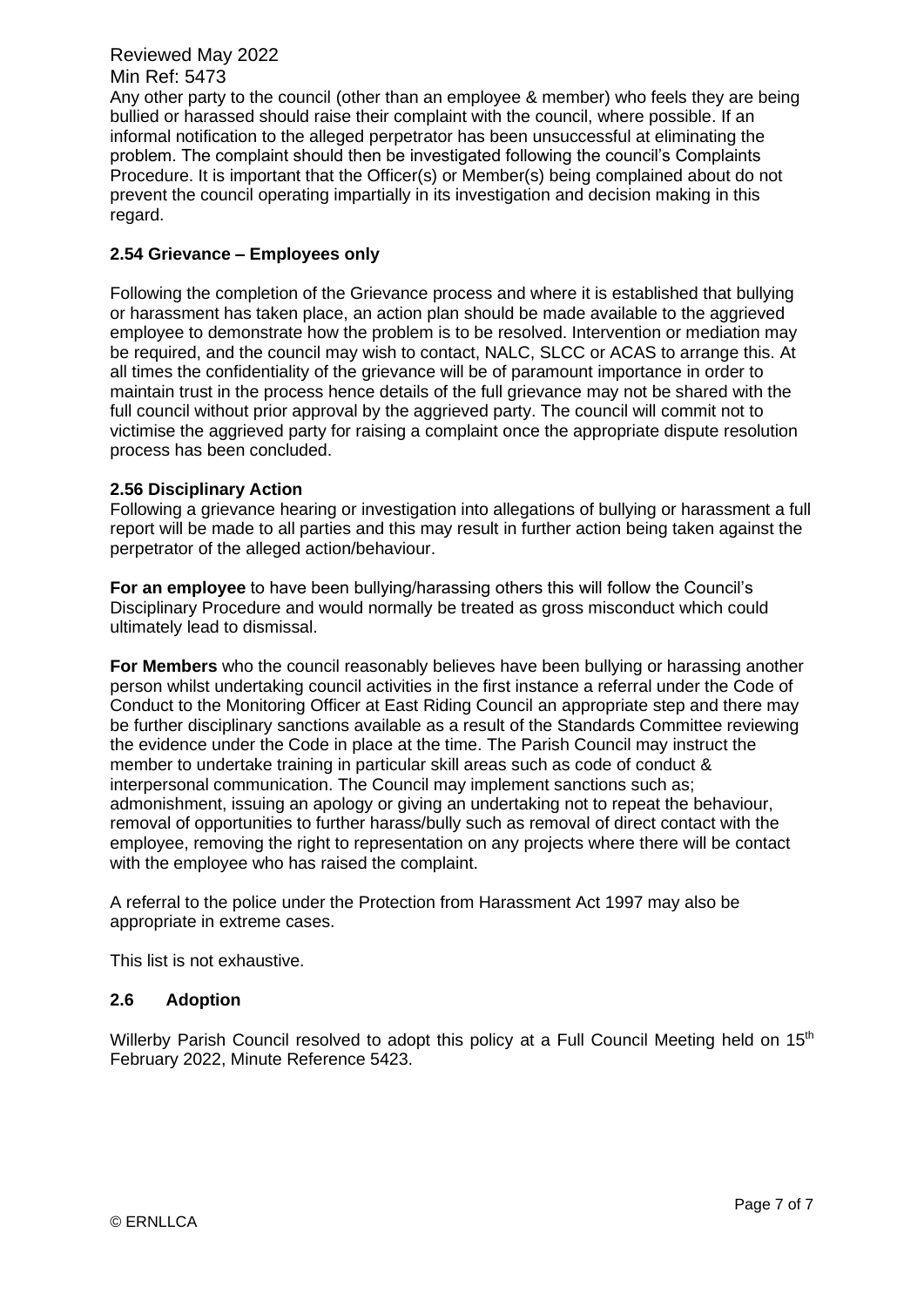Any other party to the council (other than an employee & member) who feels they are being bullied or harassed should raise their complaint with the council, where possible. If an informal notification to the alleged perpetrator has been unsuccessful at eliminating the problem. The complaint should then be investigated following the council's Complaints Procedure. It is important that the Officer(s) or Member(s) being complained about do not prevent the council operating impartially in its investigation and decision making in this regard.

### 2.54 Grievance – Employees only

Following the completion of the Grievance process and where it is established that bullying or harassment has taken place, an action plan should be made available to the aggrieved employee to demonstrate how the problem is to be resolved. Intervention or mediation may be required, and the council may wish to contact, NALC, SLCC or ACAS to arrange this. At all times the confidentiality of the grievance will be of paramount importance in order to maintain trust in the process hence details of the full grievance may not be shared with the full council without prior approval by the aggrieved party. The council will commit not to victimise the aggrieved party for raising a complaint once the appropriate dispute resolution process has been concluded.

### 2.56 Disciplinary Action

Following a grievance hearing or investigation into allegations of bullying or harassment a full report will be made to all parties and this may result in further action being taken against the perpetrator of the alleged action/behaviour.

**For an employee** to have been bullying/harassing others this will follow the Council's Disciplinary Procedure and would normally be treated as gross misconduct which could ultimately lead to dismissal.

**For Members** who the council reasonably believes have been bullying or harassing another person whilst undertaking council activities in the first instance a referral under the Code of Conduct to the Monitoring Officer at East Riding Council an appropriate step and there may be further disciplinary sanctions available as a result of the Standards Committee reviewing the evidence under the Code in place at the time. The Parish Council may instruct the member to undertake training in particular skill areas such as code of conduct & interpersonal communication. The Council may implement sanctions such as; admonishment, issuing an apology or giving an undertaking not to repeat the behaviour, removal of opportunities to further harass/bully such as removal of direct contact with the employee, removing the right to representation on any projects where there will be contact with the employee who has raised the complaint.

A referral to the police under the Protection from Harassment Act 1997 may also be appropriate in extreme cases.

This list is not exhaustive.

### 2.6 Adoption

Willerby Parish Council resolved to adopt this policy at a Full Council Meeting held on 15th February 2022, Minute Reference 5423.